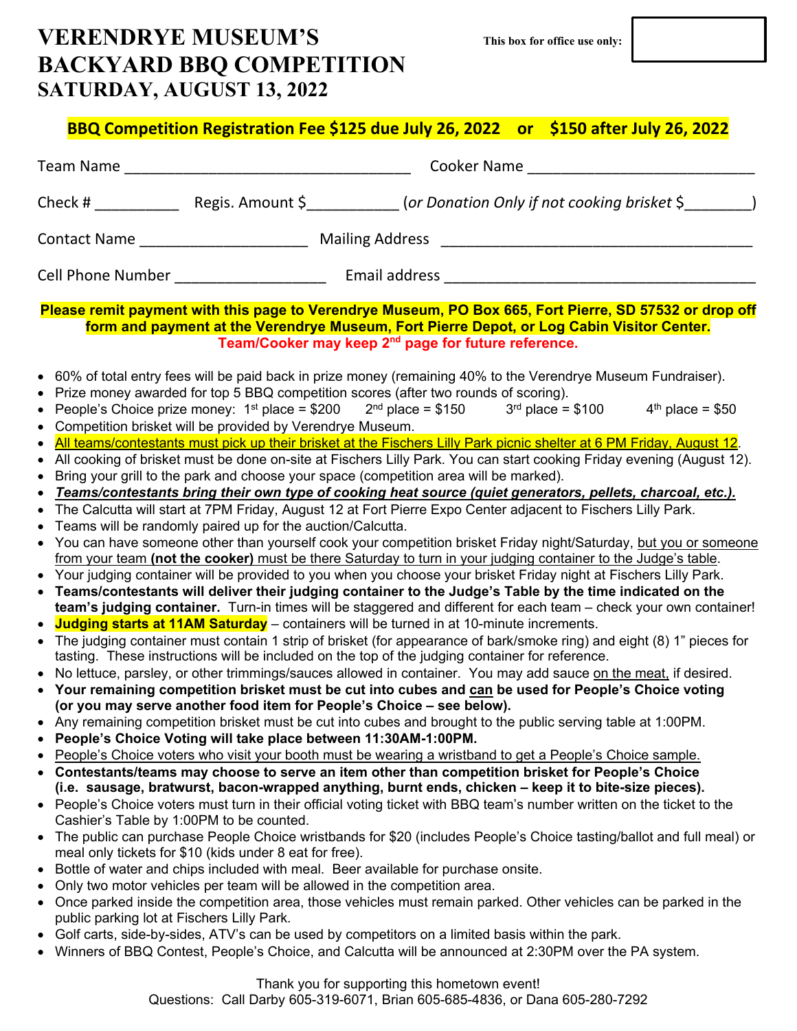# VERENDRYE MUSEUM'S BACKYARD BBQ COMPETITION
## SATURDAY, AUGUST 13, 2022

This box for office use only:

**BBQ Competition Registration Fee $125 due July 26, 2022 or $150 after July 26, 2022**

Team Name ____________________________________ Cooker Name ___________________________

Check # __________ Regis. Amount $___________ (*or Donation Only if not cooking brisket* $________)

Contact Name ____________________ Mailing Address ______________________________________

Cell Phone Number __________________ Email address ______________________________________

**Please remit payment with this page to Verendrye Museum, PO Box 665, Fort Pierre, SD 57532 or drop off form and payment at the Verendrye Museum, Fort Pierre Depot, or Log Cabin Visitor Center.**

**Team/Cooker may keep 2nd page for future reference.**

- 60% of total entry fees will be paid back in prize money (remaining 40% to the Verendrye Museum Fundraiser).
- Prize money awarded for top 5 BBQ competition scores (after two rounds of scoring).
- People's Choice prize money: 1st place = $200 2nd place = $150 3rd place = $100 4th place = $50
- Competition brisket will be provided by Verendrye Museum.
- All teams/contestants must pick up their brisket at the Fischers Lilly Park picnic shelter at 6 PM Friday, August 12.
- All cooking of brisket must be done on-site at Fischers Lilly Park. You can start cooking Friday evening (August 12).
- Bring your grill to the park and choose your space (competition area will be marked).
- ***Teams/contestants bring their own type of cooking heat source (quiet generators, pellets, charcoal, etc.).***
- The Calcutta will start at 7PM Friday, August 12 at Fort Pierre Expo Center adjacent to Fischers Lilly Park.
- Teams will be randomly paired up for the auction/Calcutta.
- You can have someone other than yourself cook your competition brisket Friday night/Saturday, but you or someone from your team **(not the cooker)** must be there Saturday to turn in your judging container to the Judge's table.
- Your judging container will be provided to you when you choose your brisket Friday night at Fischers Lilly Park.
- **Teams/contestants will deliver their judging container to the Judge's Table by the time indicated on the team's judging container.** Turn-in times will be staggered and different for each team – check your own container!
- **Judging starts at 11AM Saturday** – containers will be turned in at 10-minute increments.
- The judging container must contain 1 strip of brisket (for appearance of bark/smoke ring) and eight (8) 1" pieces for tasting. These instructions will be included on the top of the judging container for reference.
- No lettuce, parsley, or other trimmings/sauces allowed in container. You may add sauce on the meat, if desired.
- **Your remaining competition brisket must be cut into cubes and can be used for People's Choice voting (or you may serve another food item for People's Choice – see below).**
- Any remaining competition brisket must be cut into cubes and brought to the public serving table at 1:00PM.
- **People's Choice Voting will take place between 11:30AM-1:00PM.**
- People's Choice voters who visit your booth must be wearing a wristband to get a People's Choice sample.
- **Contestants/teams may choose to serve an item other than competition brisket for People's Choice (i.e. sausage, bratwurst, bacon-wrapped anything, burnt ends, chicken – keep it to bite-size pieces).**
- People's Choice voters must turn in their official voting ticket with BBQ team's number written on the ticket to the Cashier's Table by 1:00PM to be counted.
- The public can purchase People Choice wristbands for $20 (includes People's Choice tasting/ballot and full meal) or meal only tickets for $10 (kids under 8 eat for free).
- Bottle of water and chips included with meal. Beer available for purchase onsite.
- Only two motor vehicles per team will be allowed in the competition area.
- Once parked inside the competition area, those vehicles must remain parked. Other vehicles can be parked in the public parking lot at Fischers Lilly Park.
- Golf carts, side-by-sides, ATV's can be used by competitors on a limited basis within the park.
- Winners of BBQ Contest, People's Choice, and Calcutta will be announced at 2:30PM over the PA system.

Thank you for supporting this hometown event!
Questions: Call Darby 605-319-6071, Brian 605-685-4836, or Dana 605-280-7292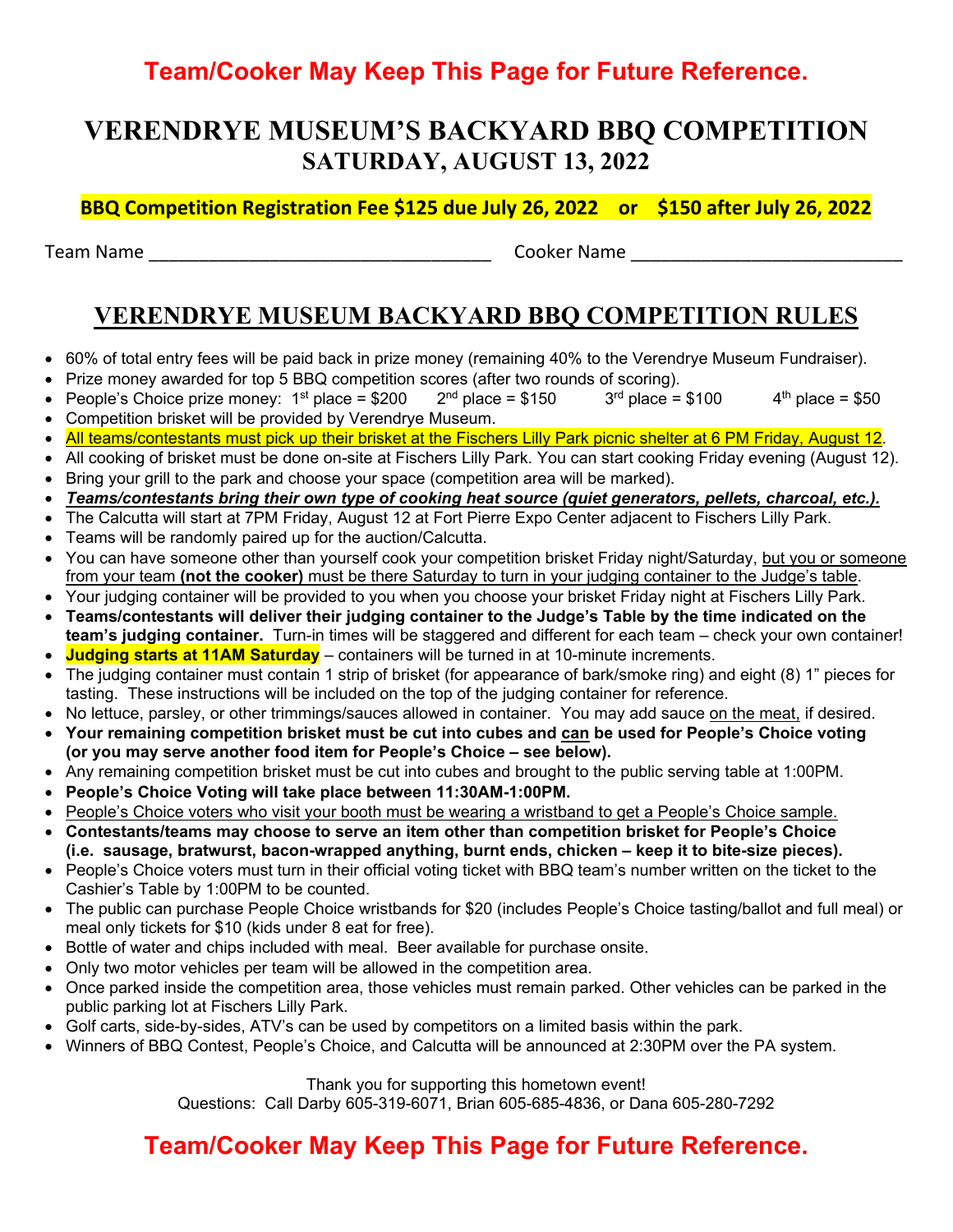**Team/Cooker May Keep This Page for Future Reference.**

# VERENDRYE MUSEUM'S BACKYARD BBQ COMPETITION
## SATURDAY, AUGUST 13, 2022

**BBQ Competition Registration Fee $125 due July 26, 2022 or $150 after July 26, 2022**

Team Name ______________________________ Cooker Name ______________________________

## VERENDRYE MUSEUM BACKYARD BBQ COMPETITION RULES

- 60% of total entry fees will be paid back in prize money (remaining 40% to the Verendrye Museum Fundraiser).
- Prize money awarded for top 5 BBQ competition scores (after two rounds of scoring).
- People's Choice prize money: 1st place = $200 2nd place = $150 3rd place = $100 4th place = $50
- Competition brisket will be provided by Verendrye Museum.
- All teams/contestants must pick up their brisket at the Fischers Lilly Park picnic shelter at 6 PM Friday, August 12.
- All cooking of brisket must be done on-site at Fischers Lilly Park. You can start cooking Friday evening (August 12).
- Bring your grill to the park and choose your space (competition area will be marked).
- ***Teams/contestants bring their own type of cooking heat source (quiet generators, pellets, charcoal, etc.).***
- The Calcutta will start at 7PM Friday, August 12 at Fort Pierre Expo Center adjacent to Fischers Lilly Park.
- Teams will be randomly paired up for the auction/Calcutta.
- You can have someone other than yourself cook your competition brisket Friday night/Saturday, but you or someone from your team **(not the cooker)** must be there Saturday to turn in your judging container to the Judge's table.
- Your judging container will be provided to you when you choose your brisket Friday night at Fischers Lilly Park.
- **Teams/contestants will deliver their judging container to the Judge's Table by the time indicated on the team's judging container.** Turn-in times will be staggered and different for each team – check your own container!
- **Judging starts at 11AM Saturday** – containers will be turned in at 10-minute increments.
- The judging container must contain 1 strip of brisket (for appearance of bark/smoke ring) and eight (8) 1" pieces for tasting. These instructions will be included on the top of the judging container for reference.
- No lettuce, parsley, or other trimmings/sauces allowed in container. You may add sauce on the meat, if desired.
- **Your remaining competition brisket must be cut into cubes and can be used for People's Choice voting (or you may serve another food item for People's Choice – see below).**
- Any remaining competition brisket must be cut into cubes and brought to the public serving table at 1:00PM.
- **People's Choice Voting will take place between 11:30AM-1:00PM.**
- People's Choice voters who visit your booth must be wearing a wristband to get a People's Choice sample.
- **Contestants/teams may choose to serve an item other than competition brisket for People's Choice (i.e. sausage, bratwurst, bacon-wrapped anything, burnt ends, chicken – keep it to bite-size pieces).**
- People's Choice voters must turn in their official voting ticket with BBQ team's number written on the ticket to the Cashier's Table by 1:00PM to be counted.
- The public can purchase People Choice wristbands for $20 (includes People's Choice tasting/ballot and full meal) or meal only tickets for $10 (kids under 8 eat for free).
- Bottle of water and chips included with meal. Beer available for purchase onsite.
- Only two motor vehicles per team will be allowed in the competition area.
- Once parked inside the competition area, those vehicles must remain parked. Other vehicles can be parked in the public parking lot at Fischers Lilly Park.
- Golf carts, side-by-sides, ATV's can be used by competitors on a limited basis within the park.
- Winners of BBQ Contest, People's Choice, and Calcutta will be announced at 2:30PM over the PA system.

Thank you for supporting this hometown event!
Questions: Call Darby 605-319-6071, Brian 605-685-4836, or Dana 605-280-7292

**Team/Cooker May Keep This Page for Future Reference.**